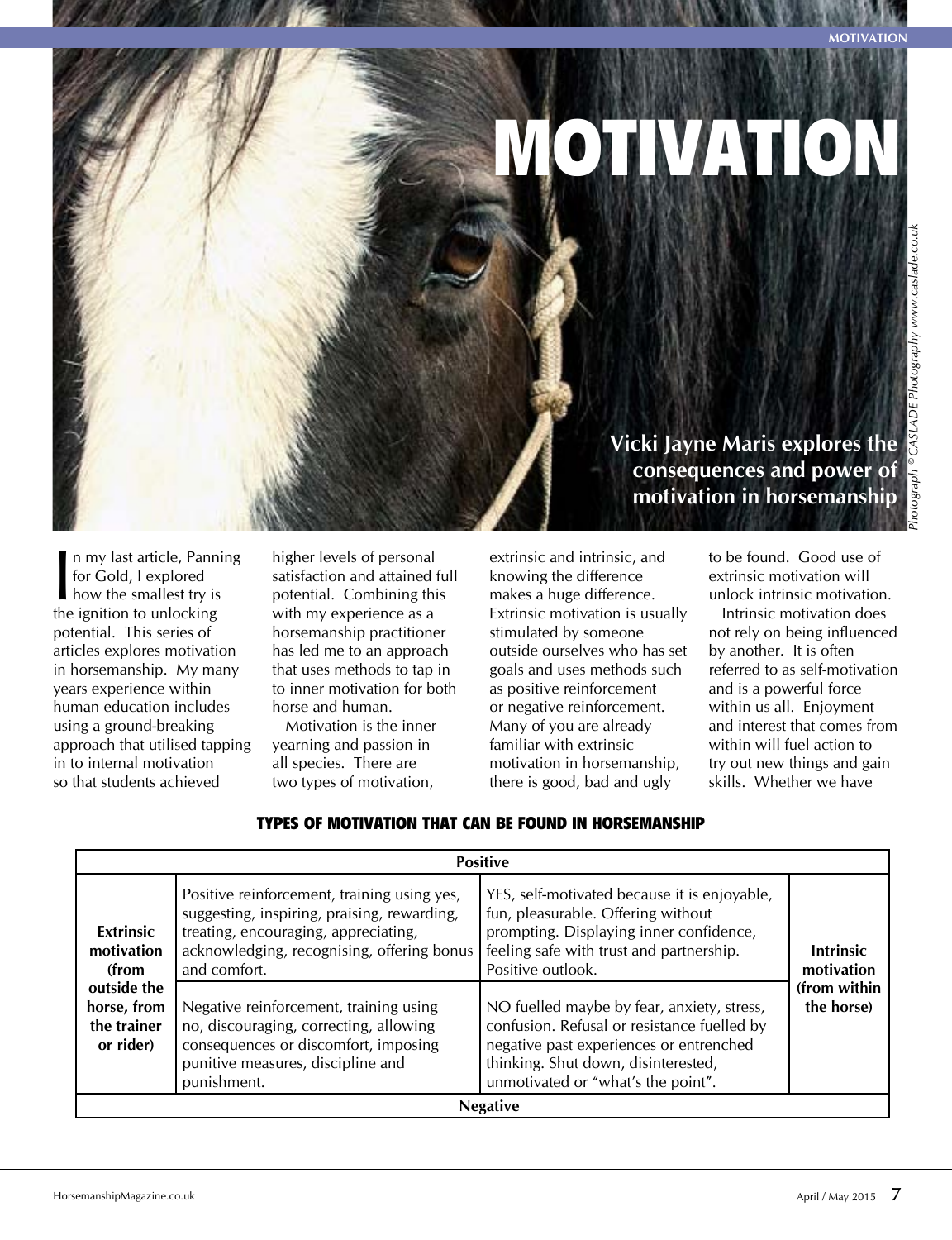# MOTIVATION

**Vicki Jayne Maris explores the consequences and power of motivation in horsemanship**

*Photograph © CASLADE Photography www.caslade.co.uk*

In my last article, Panning for Gold, I explored how the smallest try is the ignition to unlocking potential. This series of articles explores motivation in horsemanship. My many years experience within human education includes using a ground-breaking approach that utilised tapping in to internal motivation so that students achieved higher levels of personal satisfaction and attained full potential. Combining this with my experience as a horsemanship practitioner has led me to an approach that uses methods to tap in to inner motivation for both horse and human.

Motivation is the inner yearning and passion in all species. There are two types of motivation, extrinsic and intrinsic, and knowing the difference makes a huge difference. Extrinsic motivation is usually stimulated by someone outside ourselves who has set goals and uses methods such as positive reinforcement or negative reinforcement. Many of you are already familiar with extrinsic motivation in horsemanship, there is good, bad and ugly to be found. Good use of extrinsic motivation will unlock intrinsic motivation.

Intrinsic motivation does not rely on being influenced by another. It is often referred to as self-motivation and is a powerful force within us all. Enjoyment and interest that comes from within will fuel action to try out new things and gain skills. Whether we have

## TYPES OF MOTIVATION THAT CAN BE FOUND IN HORSEMANSHIP

| | **Positive** | | |
|---|---|---|---|
| **Extrinsic motivation (from outside the horse, from the trainer or rider)** | Positive reinforcement, training using yes, suggesting, inspiring, praising, rewarding, treating, encouraging, appreciating, acknowledging, recognising, offering bonus and comfort. | YES, self-motivated because it is enjoyable, fun, pleasurable. Offering without prompting. Displaying inner confidence, feeling safe with trust and partnership. Positive outlook. | **Intrinsic motivation (from within the horse)** |
| | Negative reinforcement, training using no, discouraging, correcting, allowing consequences or discomfort, imposing punitive measures, discipline and punishment. | NO fuelled maybe by fear, anxiety, stress, confusion. Refusal or resistance fuelled by negative past experiences or entrenched thinking. Shut down, disinterested, unmotivated or "what's the point". | |
| | **Negative** | | |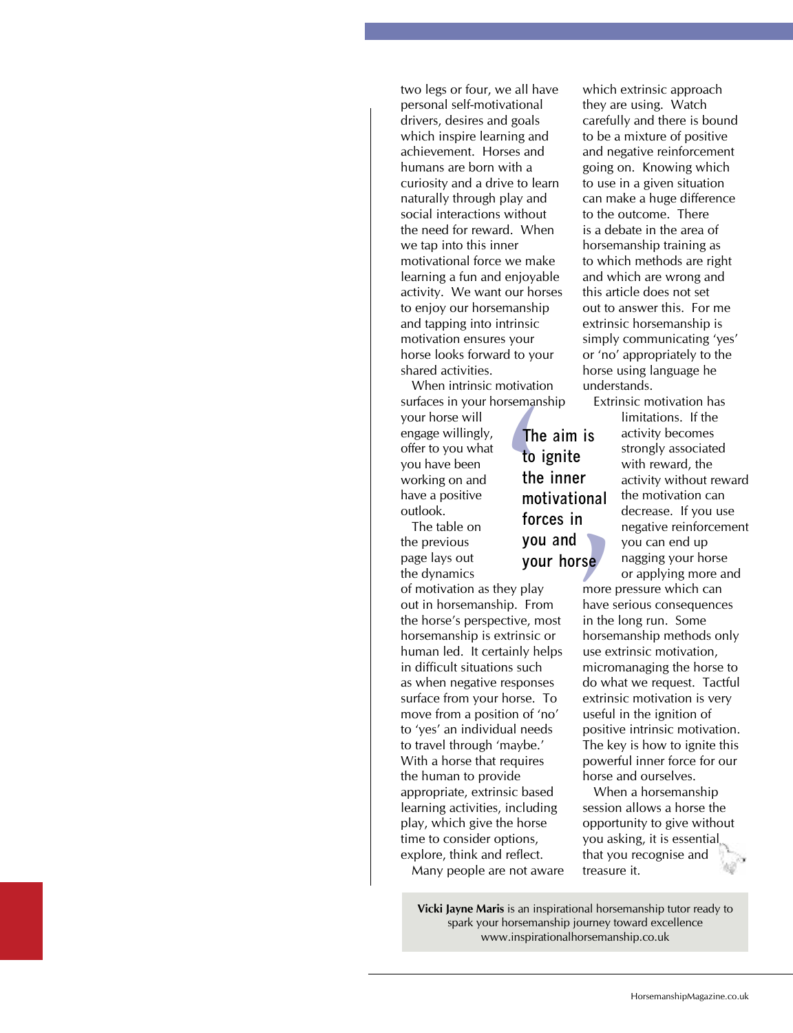two legs or four, we all have personal self-motivational drivers, desires and goals which inspire learning and achievement. Horses and humans are born with a curiosity and a drive to learn naturally through play and social interactions without the need for reward. When we tap into this inner motivational force we make learning a fun and enjoyable activity. We want our horses to enjoy our horsemanship and tapping into intrinsic motivation ensures your horse looks forward to your shared activities.

When intrinsic motivation surfaces in your horsemanship your horse will engage willingly, offer to you what you have been working on and have a positive outlook.

The table on the previous page lays out the dynamics of motivation as they play out in horsemanship. From the horse's perspective, most horsemanship is extrinsic or human led. It certainly helps in difficult situations such as when negative responses surface from your horse. To move from a position of 'no' to 'yes' an individual needs to travel through 'maybe.' With a horse that requires the human to provide appropriate, extrinsic based learning activities, including play, which give the horse time to consider options, explore, think and reflect.

Many people are not aware which extrinsic approach they are using. Watch carefully and there is bound to be a mixture of positive and negative reinforcement going on. Knowing which to use in a given situation can make a huge difference to the outcome. There is a debate in the area of horsemanship training as to which methods are right and which are wrong and this article does not set out to answer this. For me extrinsic horsemanship is simply communicating 'yes' or 'no' appropriately to the horse using language he understands.

> **The aim is to ignite the inner motivational forces in you and your horse**

Extrinsic motivation has limitations. If the activity becomes strongly associated with reward, the activity without reward the motivation can decrease. If you use negative reinforcement you can end up nagging your horse or applying more and more pressure which can have serious consequences in the long run. Some horsemanship methods only use extrinsic motivation, micromanaging the horse to do what we request. Tactful extrinsic motivation is very useful in the ignition of positive intrinsic motivation. The key is how to ignite this powerful inner force for our horse and ourselves.

When a horsemanship session allows a horse the opportunity to give without you asking, it is essential that you recognise and treasure it.

**Vicki Jayne Maris** is an inspirational horsemanship tutor ready to spark your horsemanship journey toward excellence
www.inspirationalhorsemanship.co.uk